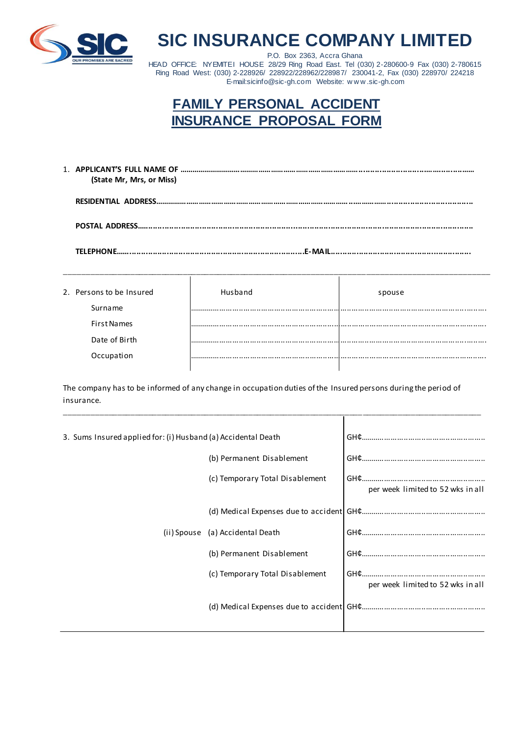# SIC INSURANCE COMPANY LIMITED

P.O. Box 2363, Accra Ghana
HEAD OFFICE: NYEMITEI HOUSE 28/29 Ring Road East. Tel (030) 2-280600-9 Fax (030) 2-780615
Ring Road West: (030) 2-228926/ 228922/228962/228987/ 230041-2, Fax (030) 228970/ 224218
E-mail:sicinfo@sic-gh.com Website: www.sic-gh.com

## FAMILY PERSONAL ACCIDENT INSURANCE PROPOSAL FORM

1. **APPLICANT'S FULL NAME OF** ……………………………………………………………………………………
   **(State Mr, Mrs, or Miss)**

   **RESIDENTIAL ADDRESS**……………………………………………………………………………………………

   **POSTAL ADDRESS**…………………………………………………………………………………………………

   **TELEPHONE**……………………………………………………………**E-MAIL**………………………………………………

---

| 2. Persons to be Insured | Husband | spouse |
|---|---|---|
| Surname | ……………………………………… | ……………………………………… |
| First Names | ……………………………………… | ……………………………………… |
| Date of Birth | ……………………………………… | ……………………………………… |
| Occupation | ……………………………………… | ……………………………………… |

The company has to be informed of any change in occupation duties of the Insured persons during the period of insurance.

---

| 3. Sums Insured applied for: | | |
|---|---|---|
| (i) Husband | (a) Accidental Death | GH₵……………………………… |
| | (b) Permanent Disablement | GH₵……………………………… |
| | (c) Temporary Total Disablement | GH₵……………………………… per week limited to 52 wks in all |
| | (d) Medical Expenses due to accident | GH₵……………………………… |
| (ii) Spouse | (a) Accidental Death | GH₵……………………………… |
| | (b) Permanent Disablement | GH₵……………………………… |
| | (c) Temporary Total Disablement | GH₵……………………………… per week limited to 52 wks in all |
| | (d) Medical Expenses due to accident | GH₵……………………………… |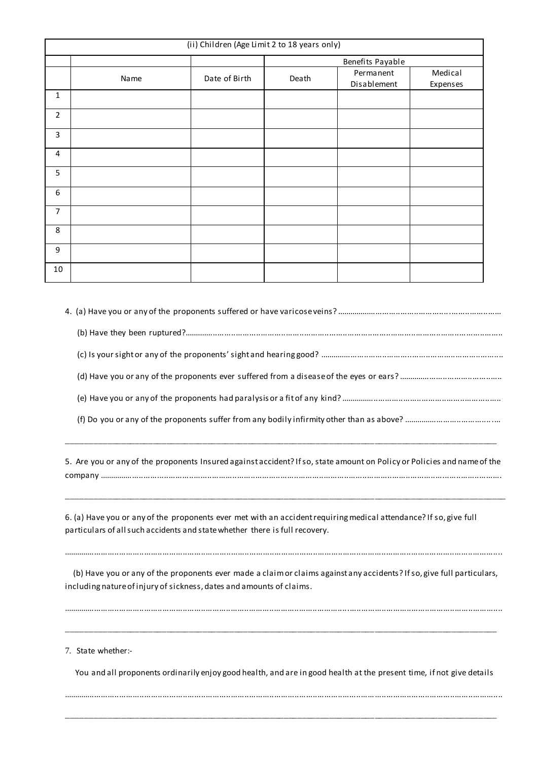| (ii) Children (Age Limit 2 to 18 years only) | | | | | |
|---|---|---|---|---|---|
| | | | Benefits Payable | | |
| | Name | Date of Birth | Death | Permanent Disablement | Medical Expenses |
| 1 | | | | | |
| 2 | | | | | |
| 3 | | | | | |
| 4 | | | | | |
| 5 | | | | | |
| 6 | | | | | |
| 7 | | | | | |
| 8 | | | | | |
| 9 | | | | | |
| 10 | | | | | |

4. (a) Have you or any of the proponents suffered or have varicose veins? ……………………………………………………………………

   (b) Have they been ruptured?……………………………………………………………………………………………………………………………

   (c) Is your sight or any of the proponents' sight and hearing good? ……………………………………………………………………………

   (d) Have you or any of the proponents ever suffered from a disease of the eyes or ears? ………………………………………………

   (e) Have you or any of the proponents had paralysis or a fit of any kind? …………………………………………………………………

   (f) Do you or any of the proponents suffer from any bodily infirmity other than as above? ……………………………………

______________________________________________________________________________________________

5. Are you or any of the proponents Insured against accident? If so, state amount on Policy or Policies and name of the company ……………………………………………………………………………………………………………………………………………………

______________________________________________________________________________________________

6. (a) Have you or any of the proponents ever met with an accident requiring medical attendance? If so, give full particulars of all such accidents and state whether there is full recovery.

……………………………………………………………………………………………………………………………………………………………

   (b) Have you or any of the proponents ever made a claim or claims against any accidents? If so, give full particulars, including nature of injury of sickness, dates and amounts of claims.

……………………………………………………………………………………………………………………………………………………………

______________________________________________________________________________________________

7. State whether:-

   You and all proponents ordinarily enjoy good health, and are in good health at the present time, if not give details

……………………………………………………………………………………………………………………………………………………………

______________________________________________________________________________________________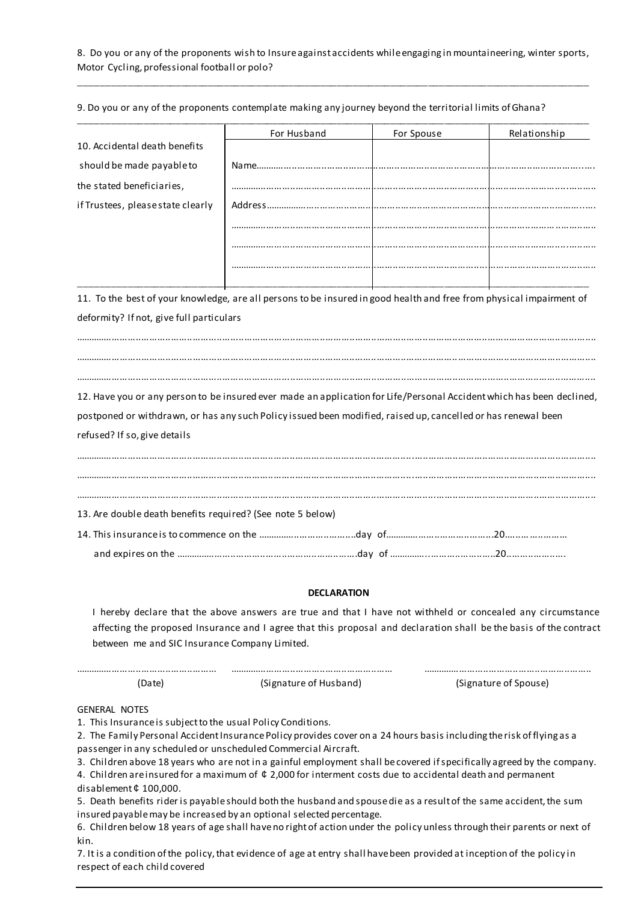8. Do you or any of the proponents wish to Insure against accidents while engaging in mountaineering, winter sports, Motor Cycling, professional football or polo?

_______________________________________________________________________________________________

9. Do you or any of the proponents contemplate making any journey beyond the territorial limits of Ghana?

_______________________________________________________________________________________________

| 10. Accidental death benefits should be made payable to the stated beneficiaries, if Trustees, please state clearly | For Husband | For Spouse | Relationship |
|---|---|---|---|
| | Name………………………………… | ………………………………… | ………………………………… |
| | ………………………………… | ………………………………… | ………………………………… |
| | Address………………………………… | ………………………………… | ………………………………… |
| | ………………………………… | ………………………………… | ………………………………… |
| | ………………………………… | ………………………………… | ………………………………… |
| | ………………………………… | ………………………………… | ………………………………… |

11. To the best of your knowledge, are all persons to be insured in good health and free from physical impairment of deformity? If not, give full particulars

…………………………………………………………………………………………………………………………………………………

…………………………………………………………………………………………………………………………………………………

…………………………………………………………………………………………………………………………………………………

12. Have you or any person to be insured ever made an application for Life/Personal Accident which has been declined, postponed or withdrawn, or has any such Policy issued been modified, raised up, cancelled or has renewal been refused? If so, give details

…………………………………………………………………………………………………………………………………………………

…………………………………………………………………………………………………………………………………………………

…………………………………………………………………………………………………………………………………………………

13. Are double death benefits required? (See note 5 below)

14. This insurance is to commence on the ………………………………day of…………………………………20……………………

and expires on the ……………………………………………………………day of ……………………………………20…………………

**DECLARATION**

I hereby declare that the above answers are true and that I have not withheld or concealed any circumstance affecting the proposed Insurance and I agree that this proposal and declaration shall be the basis of the contract between me and SIC Insurance Company Limited.

| ………………………………… | ………………………………… | ………………………………… |
|---|---|---|
| (Date) | (Signature of Husband) | (Signature of Spouse) |

GENERAL NOTES

1. This Insurance is subject to the usual Policy Conditions.
2. The Family Personal Accident Insurance Policy provides cover on a 24 hours basis including the risk of flying as a passenger in any scheduled or unscheduled Commercial Aircraft.
3. Children above 18 years who are not in a gainful employment shall be covered if specifically agreed by the company.
4. Children are insured for a maximum of ¢ 2,000 for interment costs due to accidental death and permanent disablement ¢ 100,000.
5. Death benefits rider is payable should both the husband and spouse die as a result of the same accident, the sum insured payable may be increased by an optional selected percentage.
6. Children below 18 years of age shall have no right of action under the policy unless through their parents or next of kin.
7. It is a condition of the policy, that evidence of age at entry shall have been provided at inception of the policy in respect of each child covered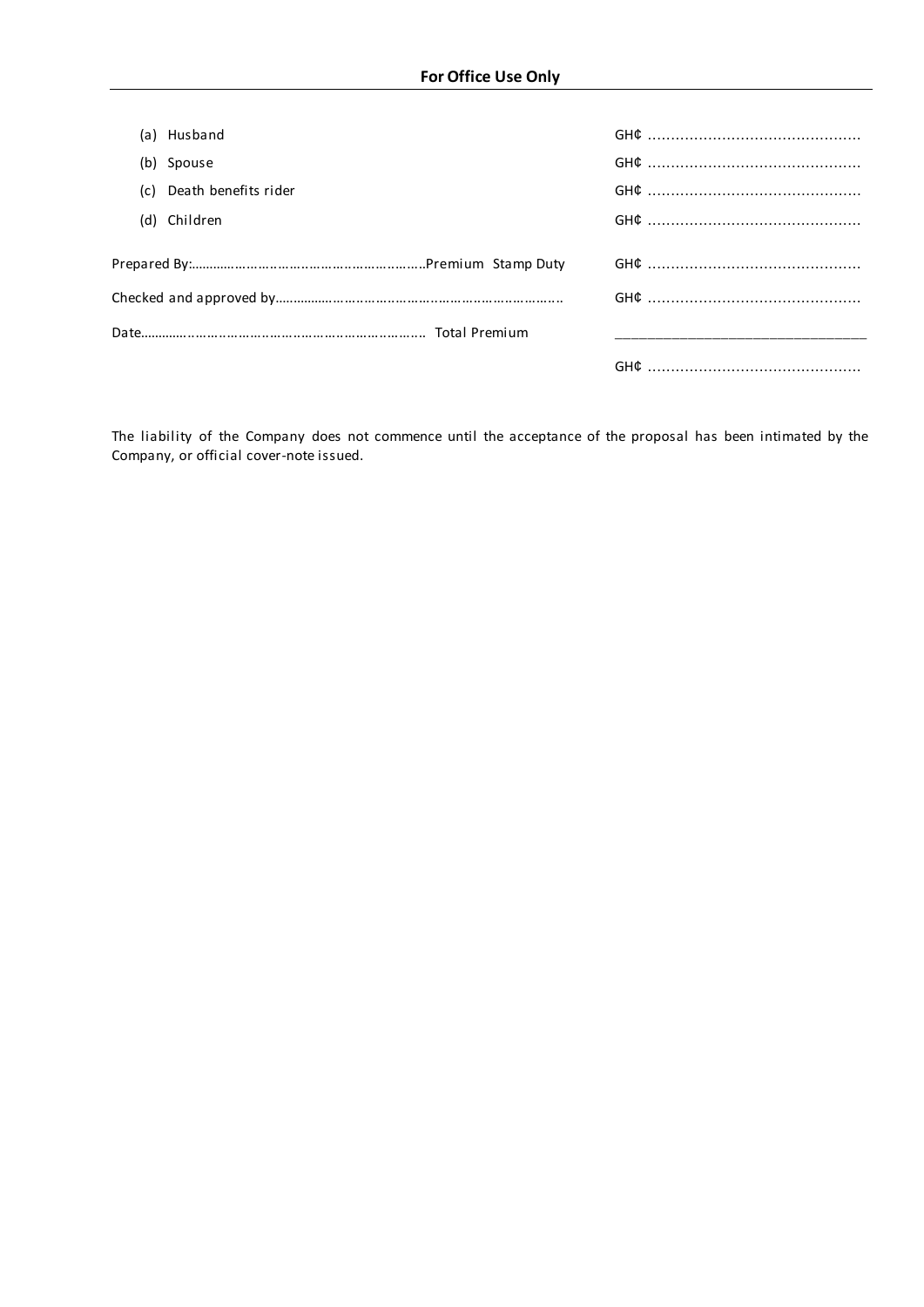## For Office Use Only

| | |
|---|---|
| (a) Husband | GH¢ .............................................. |
| (b) Spouse | GH¢ .............................................. |
| (c) Death benefits rider | GH¢ .............................................. |
| (d) Children | GH¢ .............................................. |
| Prepared By:………………………………………………….Premium Stamp Duty | GH¢ .............................................. |
| Checked and approved by…………………………………………………………… | GH¢ .............................................. |
| Date…………………………………………………………… Total Premium | ________________________________ |
| | GH¢ .............................................. |

The liability of the Company does not commence until the acceptance of the proposal has been intimated by the Company, or official cover-note issued.